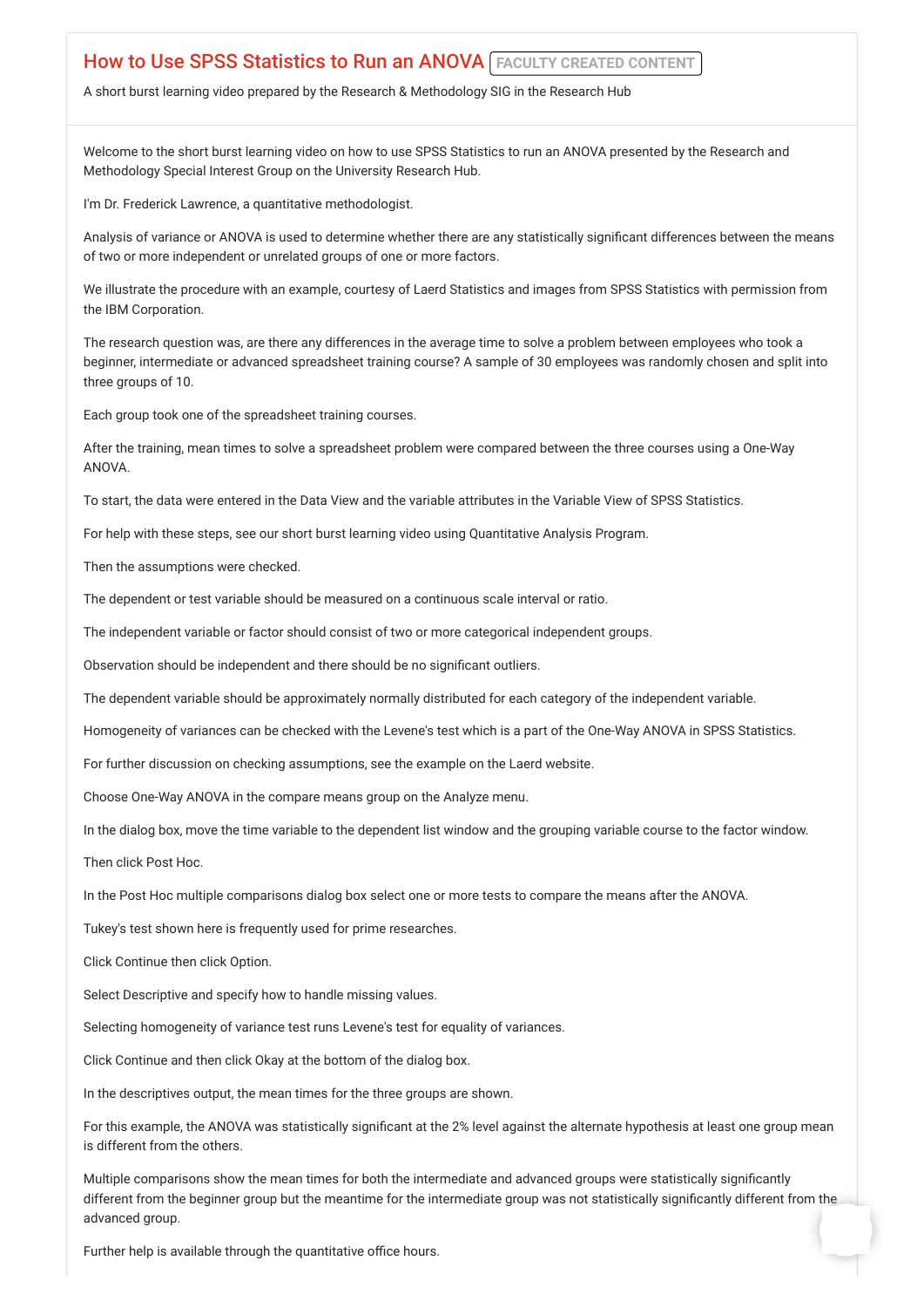# How to Use SPSS Statistics to Run an ANOVA FACULTY CREATED CONTENT

A short burst learning video prepared by the Research & Methodology SIG in the Research Hub

Welcome to the short burst learning video on how to use SPSS Statistics to run an ANOVA presented by the Research and Methodology Special Interest Group on the University Research Hub.

I'm Dr. Frederick Lawrence, a quantitative methodologist.

Analysis of variance or ANOVA is used to determine whether there are any statistically significant differences between the means of two or more independent or unrelated groups of one or more factors.

We illustrate the procedure with an example, courtesy of Laerd Statistics and images from SPSS Statistics with permission from the IBM Corporation.

The research question was, are there any differences in the average time to solve a problem between employees who took a beginner, intermediate or advanced spreadsheet training course? A sample of 30 employees was randomly chosen and split into three groups of 10.

Each group took one of the spreadsheet training courses.

After the training, mean times to solve a spreadsheet problem were compared between the three courses using a One-Way ANOVA.

To start, the data were entered in the Data View and the variable attributes in the Variable View of SPSS Statistics.

For help with these steps, see our short burst learning video using Quantitative Analysis Program.

Then the assumptions were checked.

The dependent or test variable should be measured on a continuous scale interval or ratio.

The independent variable or factor should consist of two or more categorical independent groups.

Observation should be independent and there should be no significant outliers.

The dependent variable should be approximately normally distributed for each category of the independent variable.

Homogeneity of variances can be checked with the Levene's test which is a part of the One-Way ANOVA in SPSS Statistics.

For further discussion on checking assumptions, see the example on the Laerd website.

Choose One-Way ANOVA in the compare means group on the Analyze menu.

In the dialog box, move the time variable to the dependent list window and the grouping variable course to the factor window.

Then click Post Hoc.

In the Post Hoc multiple comparisons dialog box select one or more tests to compare the means after the ANOVA.

Tukey's test shown here is frequently used for prime researches.

Click Continue then click Option.

Select Descriptive and specify how to handle missing values.

Selecting homogeneity of variance test runs Levene's test for equality of variances.

Click Continue and then click Okay at the bottom of the dialog box.

In the descriptives output, the mean times for the three groups are shown.

For this example, the ANOVA was statistically significant at the 2% level against the alternate hypothesis at least one group mean is different from the others.

Multiple comparisons show the mean times for both the intermediate and advanced groups were statistically significantly different from the beginner group but the meantime for the intermediate group was not statistically significantly different from the advanced group.

Further help is available through the quantitative office hours.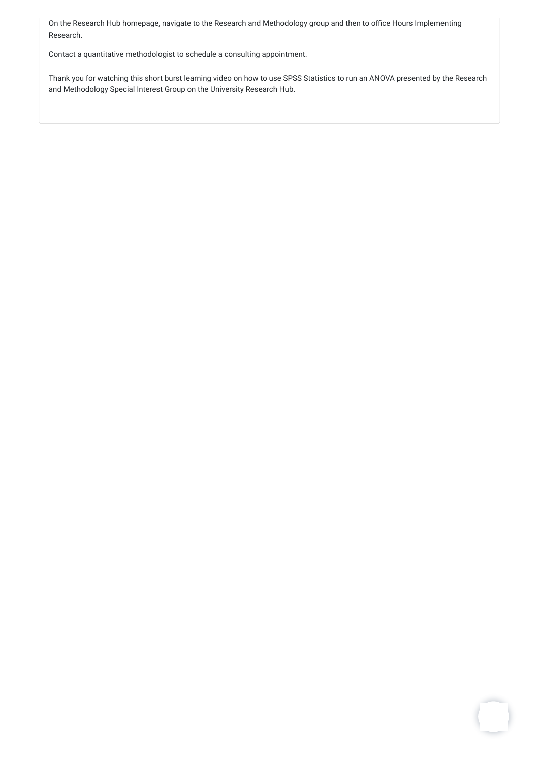On the Research Hub homepage, navigate to the Research and Methodology group and then to office Hours Implementing Research.

Contact a quantitative methodologist to schedule a consulting appointment.

Thank you for watching this short burst learning video on how to use SPSS Statistics to run an ANOVA presented by the Research and Methodology Special Interest Group on the University Research Hub.